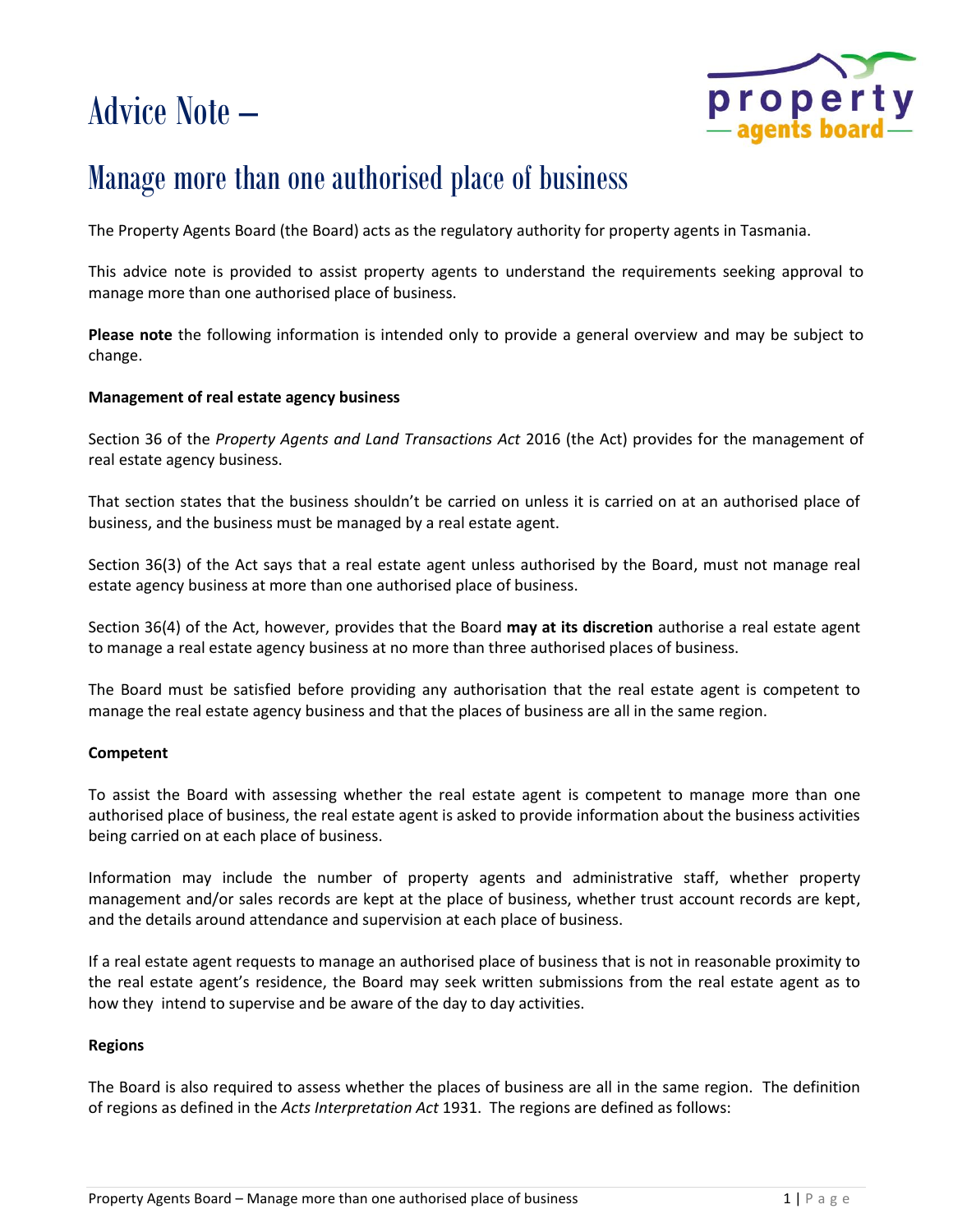# Advice Note –

## Manage more than one authorised place of business

The Property Agents Board (the Board) acts as the regulatory authority for property agents in Tasmania.

This advice note is provided to assist property agents to understand the requirements seeking approval to manage more than one authorised place of business.

**Please note** the following information is intended only to provide a general overview and may be subject to change.

**Management of real estate agency business**

Section 36 of the *Property Agents and Land Transactions Act* 2016 (the Act) provides for the management of real estate agency business.

That section states that the business shouldn't be carried on unless it is carried on at an authorised place of business, and the business must be managed by a real estate agent.

Section 36(3) of the Act says that a real estate agent unless authorised by the Board, must not manage real estate agency business at more than one authorised place of business.

Section 36(4) of the Act, however, provides that the Board **may at its discretion** authorise a real estate agent to manage a real estate agency business at no more than three authorised places of business.

The Board must be satisfied before providing any authorisation that the real estate agent is competent to manage the real estate agency business and that the places of business are all in the same region.

**Competent**

To assist the Board with assessing whether the real estate agent is competent to manage more than one authorised place of business, the real estate agent is asked to provide information about the business activities being carried on at each place of business.

Information may include the number of property agents and administrative staff, whether property management and/or sales records are kept at the place of business, whether trust account records are kept, and the details around attendance and supervision at each place of business.

If a real estate agent requests to manage an authorised place of business that is not in reasonable proximity to the real estate agent's residence, the Board may seek written submissions from the real estate agent as to how they intend to supervise and be aware of the day to day activities.

**Regions**

The Board is also required to assess whether the places of business are all in the same region. The definition of regions as defined in the *Acts Interpretation Act* 1931. The regions are defined as follows: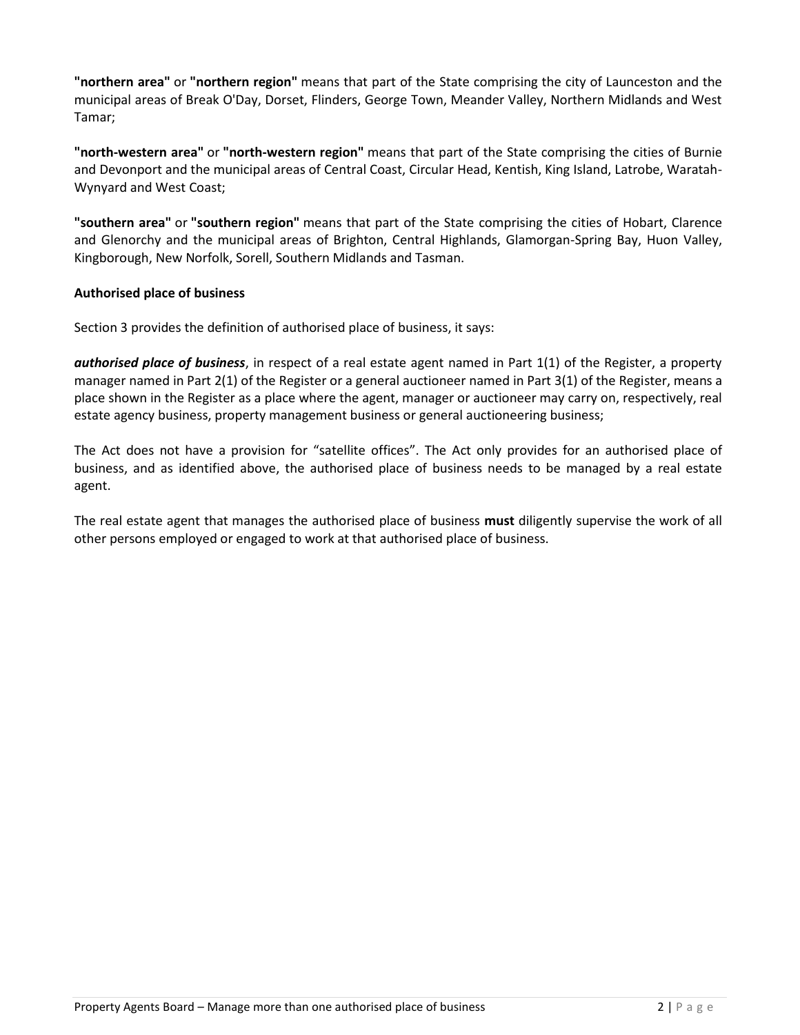**"northern area"** or **"northern region"** means that part of the State comprising the city of Launceston and the municipal areas of Break O'Day, Dorset, Flinders, George Town, Meander Valley, Northern Midlands and West Tamar;

**"north-western area"** or **"north-western region"** means that part of the State comprising the cities of Burnie and Devonport and the municipal areas of Central Coast, Circular Head, Kentish, King Island, Latrobe, Waratah-Wynyard and West Coast;

**"southern area"** or **"southern region"** means that part of the State comprising the cities of Hobart, Clarence and Glenorchy and the municipal areas of Brighton, Central Highlands, Glamorgan-Spring Bay, Huon Valley, Kingborough, New Norfolk, Sorell, Southern Midlands and Tasman.

**Authorised place of business**

Section 3 provides the definition of authorised place of business, it says:

***authorised place of business***, in respect of a real estate agent named in Part 1(1) of the Register, a property manager named in Part 2(1) of the Register or a general auctioneer named in Part 3(1) of the Register, means a place shown in the Register as a place where the agent, manager or auctioneer may carry on, respectively, real estate agency business, property management business or general auctioneering business;

The Act does not have a provision for "satellite offices". The Act only provides for an authorised place of business, and as identified above, the authorised place of business needs to be managed by a real estate agent.

The real estate agent that manages the authorised place of business **must** diligently supervise the work of all other persons employed or engaged to work at that authorised place of business.